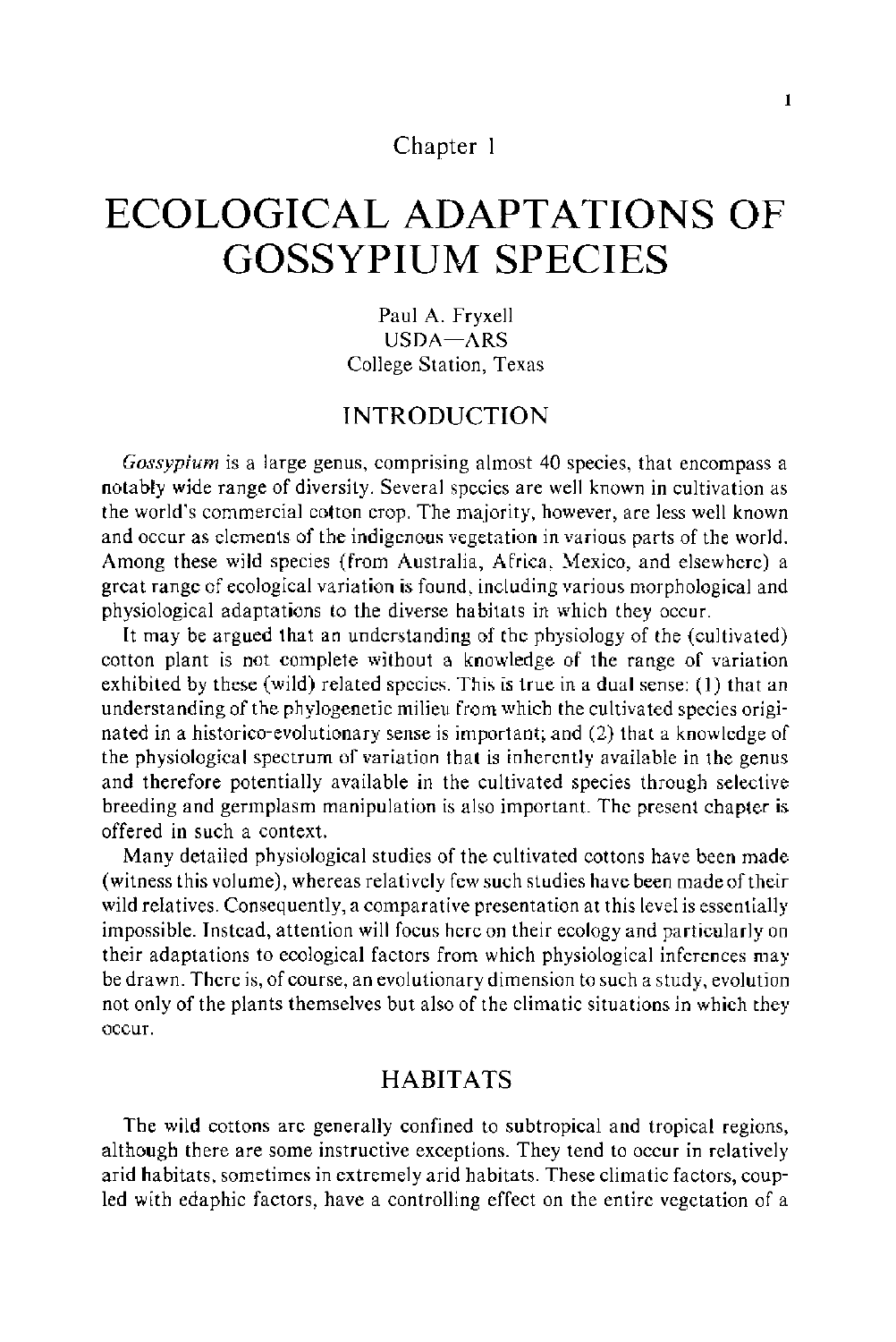Chapter 1

# ECOLOGICAL ADAPTATIONS OF GOSSYPIUM SPECIES

Paul A. Fryxell
USDA—ARS
College Station, Texas

## INTRODUCTION

*Gossypium* is a large genus, comprising almost 40 species, that encompass a notably wide range of diversity. Several species are well known in cultivation as the world's commercial cotton crop. The majority, however, are less well known and occur as elements of the indigenous vegetation in various parts of the world. Among these wild species (from Australia, Africa, Mexico, and elsewhere) a great range of ecological variation is found, including various morphological and physiological adaptations to the diverse habitats in which they occur.

It may be argued that an understanding of the physiology of the (cultivated) cotton plant is not complete without a knowledge of the range of variation exhibited by these (wild) related species. This is true in a dual sense: (1) that an understanding of the phylogenetic milieu from which the cultivated species originated in a historico-evolutionary sense is important; and (2) that a knowledge of the physiological spectrum of variation that is inherently available in the genus and therefore potentially available in the cultivated species through selective breeding and germplasm manipulation is also important. The present chapter is offered in such a context.

Many detailed physiological studies of the cultivated cottons have been made (witness this volume), whereas relatively few such studies have been made of their wild relatives. Consequently, a comparative presentation at this level is essentially impossible. Instead, attention will focus here on their ecology and particularly on their adaptations to ecological factors from which physiological inferences may be drawn. There is, of course, an evolutionary dimension to such a study, evolution not only of the plants themselves but also of the climatic situations in which they occur.

## HABITATS

The wild cottons are generally confined to subtropical and tropical regions, although there are some instructive exceptions. They tend to occur in relatively arid habitats, sometimes in extremely arid habitats. These climatic factors, coupled with edaphic factors, have a controlling effect on the entire vegetation of a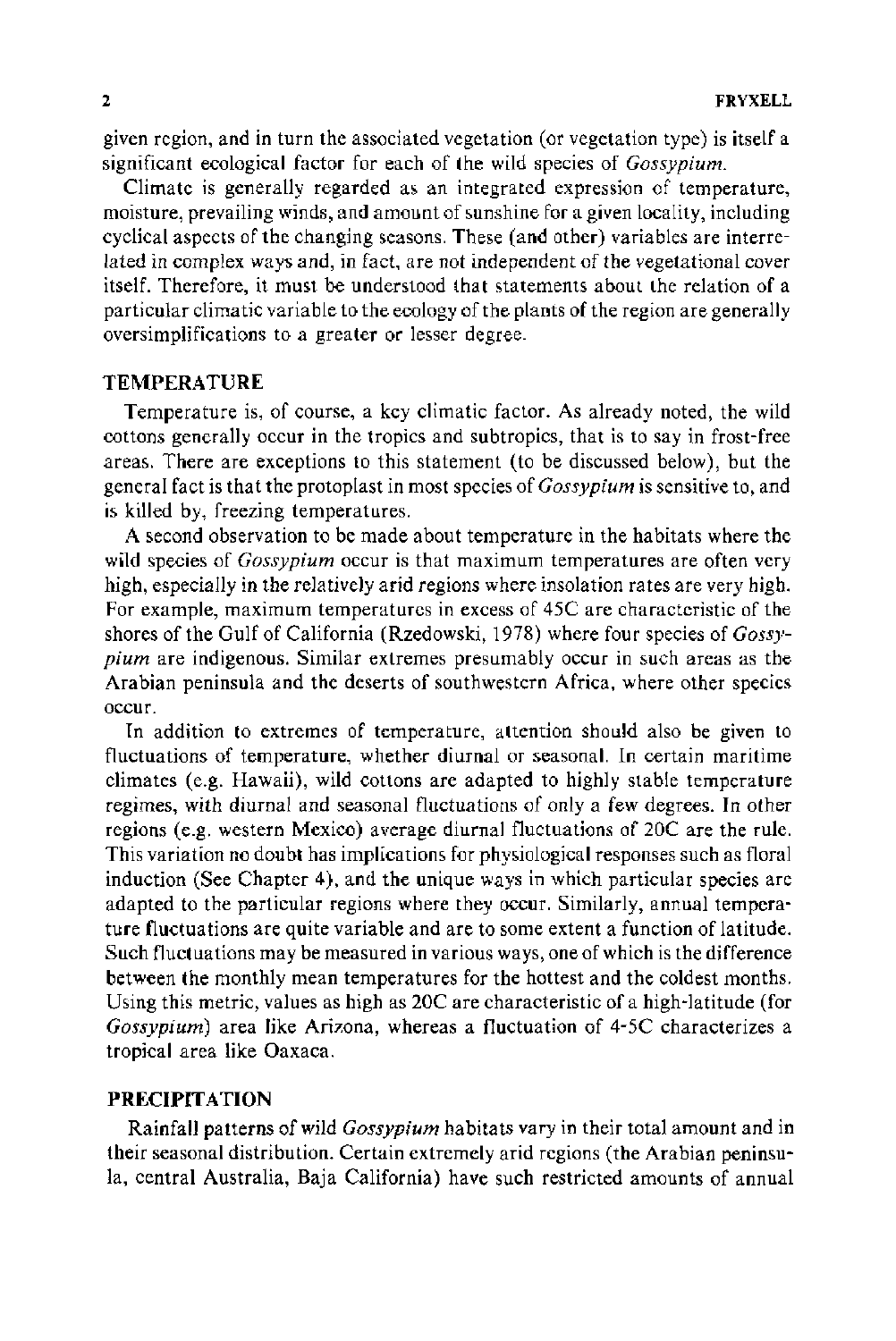given region, and in turn the associated vegetation (or vegetation type) is itself a significant ecological factor for each of the wild species of *Gossypium*.

Climate is generally regarded as an integrated expression of temperature, moisture, prevailing winds, and amount of sunshine for a given locality, including cyclical aspects of the changing seasons. These (and other) variables are interrelated in complex ways and, in fact, are not independent of the vegetational cover itself. Therefore, it must be understood that statements about the relation of a particular climatic variable to the ecology of the plants of the region are generally oversimplifications to a greater or lesser degree.

## TEMPERATURE

Temperature is, of course, a key climatic factor. As already noted, the wild cottons generally occur in the tropics and subtropics, that is to say in frost-free areas. There are exceptions to this statement (to be discussed below), but the general fact is that the protoplast in most species of *Gossypium* is sensitive to, and is killed by, freezing temperatures.

A second observation to be made about temperature in the habitats where the wild species of *Gossypium* occur is that maximum temperatures are often very high, especially in the relatively arid regions where insolation rates are very high. For example, maximum temperatures in excess of 45C are characteristic of the shores of the Gulf of California (Rzedowski, 1978) where four species of *Gossypium* are indigenous. Similar extremes presumably occur in such areas as the Arabian peninsula and the deserts of southwestern Africa, where other species occur.

In addition to extremes of temperature, attention should also be given to fluctuations of temperature, whether diurnal or seasonal. In certain maritime climates (e.g. Hawaii), wild cottons are adapted to highly stable temperature regimes, with diurnal and seasonal fluctuations of only a few degrees. In other regions (e.g. western Mexico) average diurnal fluctuations of 20C are the rule. This variation no doubt has implications for physiological responses such as floral induction (See Chapter 4), and the unique ways in which particular species are adapted to the particular regions where they occur. Similarly, annual temperature fluctuations are quite variable and are to some extent a function of latitude. Such fluctuations may be measured in various ways, one of which is the difference between the monthly mean temperatures for the hottest and the coldest months. Using this metric, values as high as 20C are characteristic of a high-latitude (for *Gossypium*) area like Arizona, whereas a fluctuation of 4-5C characterizes a tropical area like Oaxaca.

## PRECIPITATION

Rainfall patterns of wild *Gossypium* habitats vary in their total amount and in their seasonal distribution. Certain extremely arid regions (the Arabian peninsula, central Australia, Baja California) have such restricted amounts of annual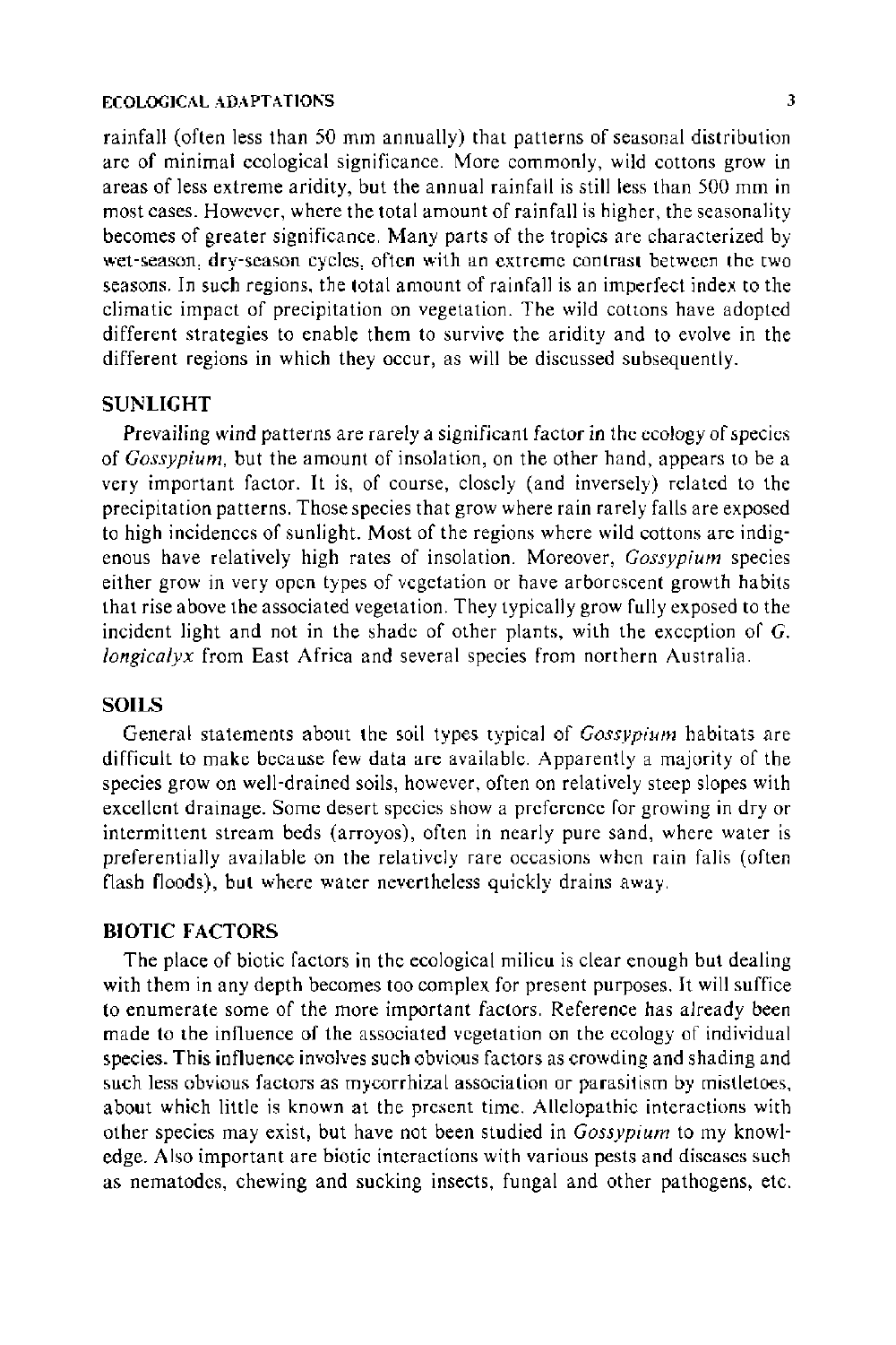rainfall (often less than 50 mm annually) that patterns of seasonal distribution are of minimal ecological significance. More commonly, wild cottons grow in areas of less extreme aridity, but the annual rainfall is still less than 500 mm in most cases. However, where the total amount of rainfall is higher, the seasonality becomes of greater significance. Many parts of the tropics are characterized by wet-season, dry-season cycles, often with an extreme contrast between the two seasons. In such regions, the total amount of rainfall is an imperfect index to the climatic impact of precipitation on vegetation. The wild cottons have adopted different strategies to enable them to survive the aridity and to evolve in the different regions in which they occur, as will be discussed subsequently.

## SUNLIGHT

Prevailing wind patterns are rarely a significant factor in the ecology of species of *Gossypium*, but the amount of insolation, on the other hand, appears to be a very important factor. It is, of course, closely (and inversely) related to the precipitation patterns. Those species that grow where rain rarely falls are exposed to high incidences of sunlight. Most of the regions where wild cottons are indigenous have relatively high rates of insolation. Moreover, *Gossypium* species either grow in very open types of vegetation or have arborescent growth habits that rise above the associated vegetation. They typically grow fully exposed to the incident light and not in the shade of other plants, with the exception of *G. longicalyx* from East Africa and several species from northern Australia.

## SOILS

General statements about the soil types typical of *Gossypium* habitats are difficult to make because few data are available. Apparently a majority of the species grow on well-drained soils, however, often on relatively steep slopes with excellent drainage. Some desert species show a preference for growing in dry or intermittent stream beds (arroyos), often in nearly pure sand, where water is preferentially available on the relatively rare occasions when rain falls (often flash floods), but where water nevertheless quickly drains away.

## BIOTIC FACTORS

The place of biotic factors in the ecological milieu is clear enough but dealing with them in any depth becomes too complex for present purposes. It will suffice to enumerate some of the more important factors. Reference has already been made to the influence of the associated vegetation on the ecology of individual species. This influence involves such obvious factors as crowding and shading and such less obvious factors as mycorrhizal association or parasitism by mistletoes, about which little is known at the present time. Allelopathic interactions with other species may exist, but have not been studied in *Gossypium* to my knowledge. Also important are biotic interactions with various pests and diseases such as nematodes, chewing and sucking insects, fungal and other pathogens, etc.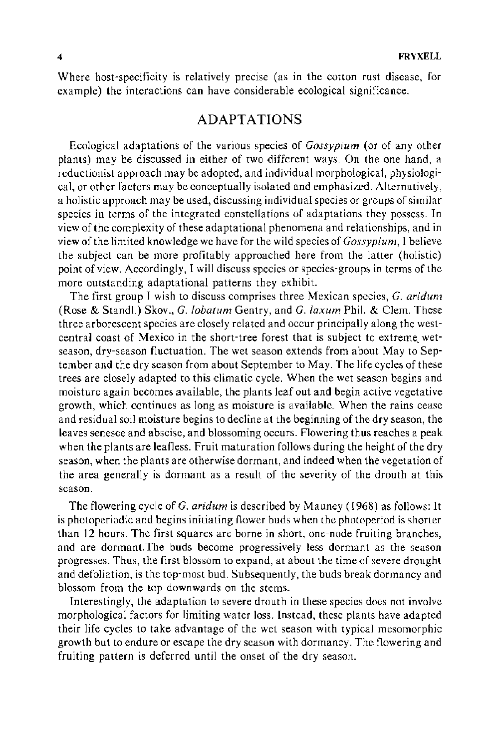Where host-specificity is relatively precise (as in the cotton rust disease, for example) the interactions can have considerable ecological significance.

## ADAPTATIONS

Ecological adaptations of the various species of *Gossypium* (or of any other plants) may be discussed in either of two different ways. On the one hand, a reductionist approach may be adopted, and individual morphological, physiological, or other factors may be conceptually isolated and emphasized. Alternatively, a holistic approach may be used, discussing individual species or groups of similar species in terms of the integrated constellations of adaptations they possess. In view of the complexity of these adaptational phenomena and relationships, and in view of the limited knowledge we have for the wild species of *Gossypium*, I believe the subject can be more profitably approached here from the latter (holistic) point of view. Accordingly, I will discuss species or species-groups in terms of the more outstanding adaptational patterns they exhibit.

The first group I wish to discuss comprises three Mexican species, *G. aridum* (Rose & Standl.) Skov., *G. lobatum* Gentry, and *G. laxum* Phil. & Clem. These three arborescent species are closely related and occur principally along the west-central coast of Mexico in the short-tree forest that is subject to extreme wet-season, dry-season fluctuation. The wet season extends from about May to September and the dry season from about September to May. The life cycles of these trees are closely adapted to this climatic cycle. When the wet season begins and moisture again becomes available, the plants leaf out and begin active vegetative growth, which continues as long as moisture is available. When the rains cease and residual soil moisture begins to decline at the beginning of the dry season, the leaves senesce and abscise, and blossoming occurs. Flowering thus reaches a peak when the plants are leafless. Fruit maturation follows during the height of the dry season, when the plants are otherwise dormant, and indeed when the vegetation of the area generally is dormant as a result of the severity of the drouth at this season.

The flowering cycle of *G. aridum* is described by Mauney (1968) as follows: It is photoperiodic and begins initiating flower buds when the photoperiod is shorter than 12 hours. The first squares are borne in short, one-node fruiting branches, and are dormant.The buds become progressively less dormant as the season progresses. Thus, the first blossom to expand, at about the time of severe drought and defoliation, is the top-most bud. Subsequently, the buds break dormancy and blossom from the top downwards on the stems.

Interestingly, the adaptation to severe drouth in these species does not involve morphological factors for limiting water loss. Instead, these plants have adapted their life cycles to take advantage of the wet season with typical mesomorphic growth but to endure or escape the dry season with dormancy. The flowering and fruiting pattern is deferred until the onset of the dry season.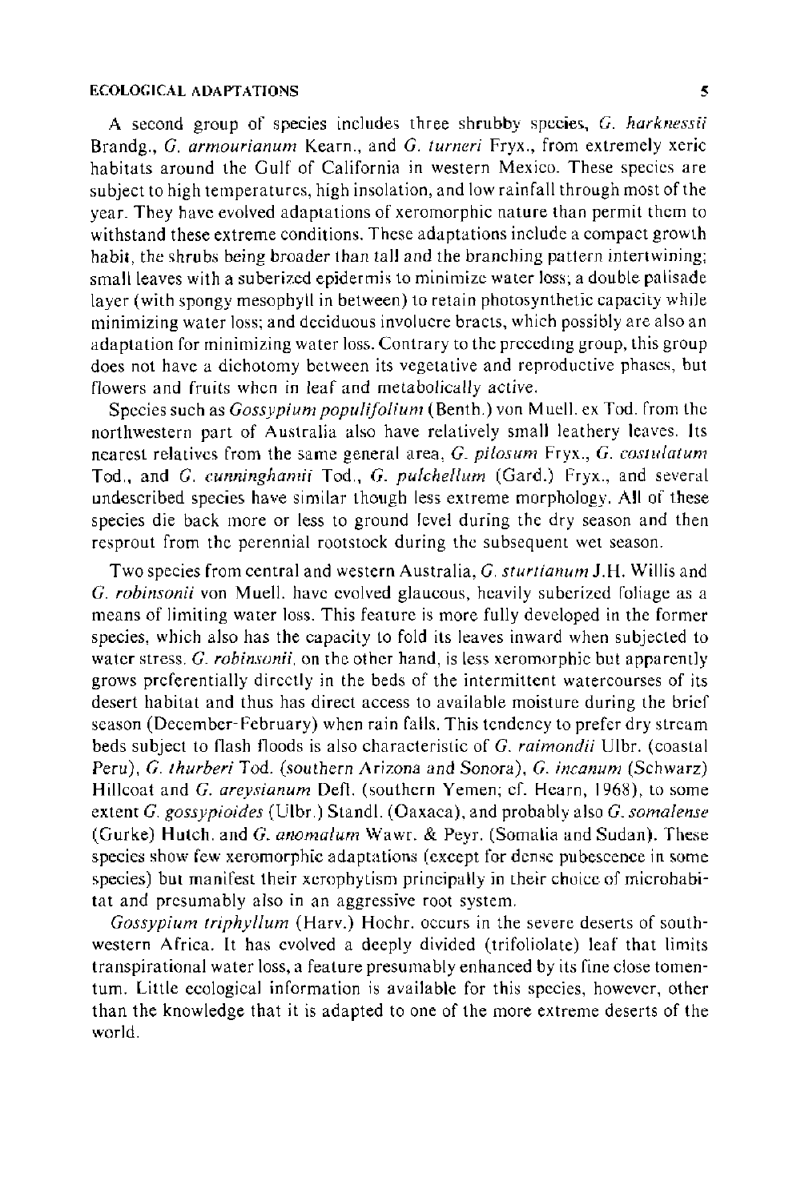A second group of species includes three shrubby species, *G. harknessii* Brandg., *G. armourianum* Kearn., and *G. turneri* Fryx., from extremely xeric habitats around the Gulf of California in western Mexico. These species are subject to high temperatures, high insolation, and low rainfall through most of the year. They have evolved adaptations of xeromorphic nature than permit them to withstand these extreme conditions. These adaptations include a compact growth habit, the shrubs being broader than tall and the branching pattern intertwining; small leaves with a suberized epidermis to minimize water loss; a double palisade layer (with spongy mesophyll in between) to retain photosynthetic capacity while minimizing water loss; and deciduous involucre bracts, which possibly are also an adaptation for minimizing water loss. Contrary to the preceding group, this group does not have a dichotomy between its vegetative and reproductive phases, but flowers and fruits when in leaf and metabolically active.

Species such as *Gossypium populifolium* (Benth.) von Muell. ex Tod. from the northwestern part of Australia also have relatively small leathery leaves. Its nearest relatives from the same general area, *G. pilosum* Fryx., *G. costulatum* Tod., and *G. cunninghamii* Tod., *G. pulchellum* (Gard.) Fryx., and several undescribed species have similar though less extreme morphology. All of these species die back more or less to ground level during the dry season and then resprout from the perennial rootstock during the subsequent wet season.

Two species from central and western Australia, *G. sturtianum* J.H. Willis and *G. robinsonii* von Muell. have evolved glaucous, heavily suberized foliage as a means of limiting water loss. This feature is more fully developed in the former species, which also has the capacity to fold its leaves inward when subjected to water stress. *G. robinsonii*, on the other hand, is less xeromorphic but apparently grows preferentially directly in the beds of the intermittent watercourses of its desert habitat and thus has direct access to available moisture during the brief season (December-February) when rain falls. This tendency to prefer dry stream beds subject to flash floods is also characteristic of *G. raimondii* Ulbr. (coastal Peru), *G. thurberi* Tod. (southern Arizona and Sonora), *G. incanum* (Schwarz) Hillcoat and *G. areysianum* Defl. (southern Yemen; cf. Hearn, 1968), to some extent *G. gossypioides* (Ulbr.) Standl. (Oaxaca), and probably also *G. somalense* (Gurke) Hutch. and *G. anomalum* Wawr. & Peyr. (Somalia and Sudan). These species show few xeromorphic adaptations (except for dense pubescence in some species) but manifest their xerophytism principally in their choice of microhabitat and presumably also in an aggressive root system.

*Gossypium triphyllum* (Harv.) Hochr. occurs in the severe deserts of southwestern Africa. It has evolved a deeply divided (trifoliolate) leaf that limits transpirational water loss, a feature presumably enhanced by its fine close tomentum. Little ecological information is available for this species, however, other than the knowledge that it is adapted to one of the more extreme deserts of the world.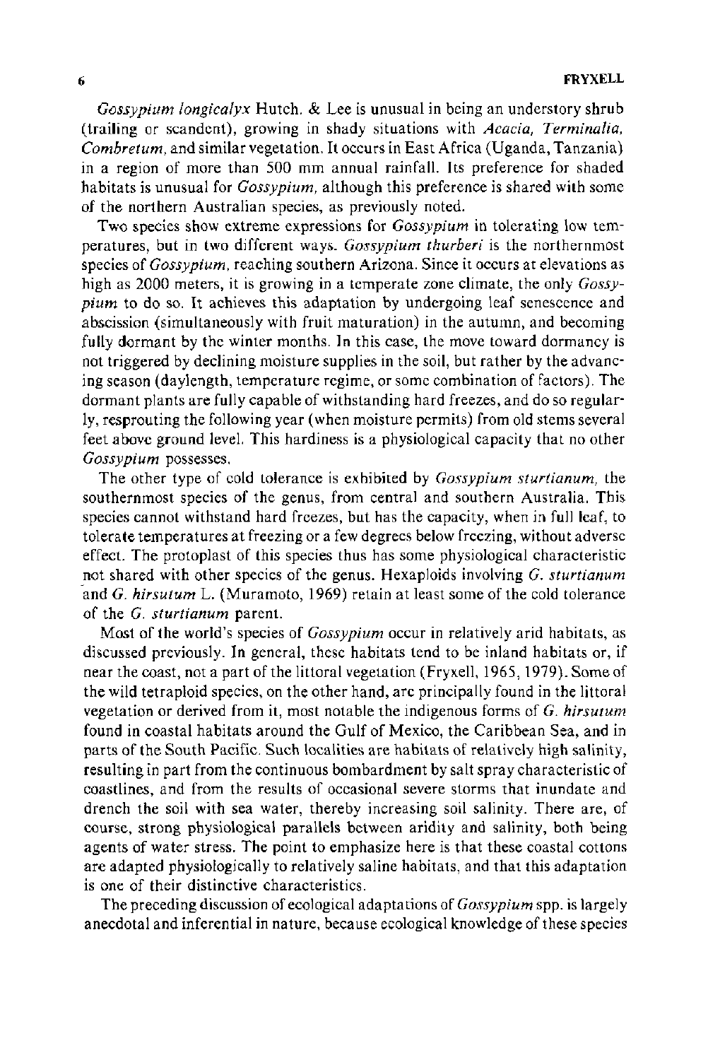*Gossypium longicalyx* Hutch. & Lee is unusual in being an understory shrub (trailing or scandent), growing in shady situations with *Acacia, Terminalia, Combretum,* and similar vegetation. It occurs in East Africa (Uganda, Tanzania) in a region of more than 500 mm annual rainfall. Its preference for shaded habitats is unusual for *Gossypium,* although this preference is shared with some of the northern Australian species, as previously noted.

Two species show extreme expressions for *Gossypium* in tolerating low temperatures, but in two different ways. *Gossypium thurberi* is the northernmost species of *Gossypium,* reaching southern Arizona. Since it occurs at elevations as high as 2000 meters, it is growing in a temperate zone climate, the only *Gossypium* to do so. It achieves this adaptation by undergoing leaf senescence and abscission (simultaneously with fruit maturation) in the autumn, and becoming fully dormant by the winter months. In this case, the move toward dormancy is not triggered by declining moisture supplies in the soil, but rather by the advancing season (daylength, temperature regime, or some combination of factors). The dormant plants are fully capable of withstanding hard freezes, and do so regularly, resprouting the following year (when moisture permits) from old stems several feet above ground level. This hardiness is a physiological capacity that no other *Gossypium* possesses.

The other type of cold tolerance is exhibited by *Gossypium sturtianum,* the southernmost species of the genus, from central and southern Australia. This species cannot withstand hard freezes, but has the capacity, when in full leaf, to tolerate temperatures at freezing or a few degrees below freezing, without adverse effect. The protoplast of this species thus has some physiological characteristic not shared with other species of the genus. Hexaploids involving *G. sturtianum* and *G. hirsutum* L. (Muramoto, 1969) retain at least some of the cold tolerance of the *G. sturtianum* parent.

Most of the world's species of *Gossypium* occur in relatively arid habitats, as discussed previously. In general, these habitats tend to be inland habitats or, if near the coast, not a part of the littoral vegetation (Fryxell, 1965, 1979). Some of the wild tetraploid species, on the other hand, are principally found in the littoral vegetation or derived from it, most notable the indigenous forms of *G. hirsutum* found in coastal habitats around the Gulf of Mexico, the Caribbean Sea, and in parts of the South Pacific. Such localities are habitats of relatively high salinity, resulting in part from the continuous bombardment by salt spray characteristic of coastlines, and from the results of occasional severe storms that inundate and drench the soil with sea water, thereby increasing soil salinity. There are, of course, strong physiological parallels between aridity and salinity, both being agents of water stress. The point to emphasize here is that these coastal cottons are adapted physiologically to relatively saline habitats, and that this adaptation is one of their distinctive characteristics.

The preceding discussion of ecological adaptations of *Gossypium* spp. is largely anecdotal and inferential in nature, because ecological knowledge of these species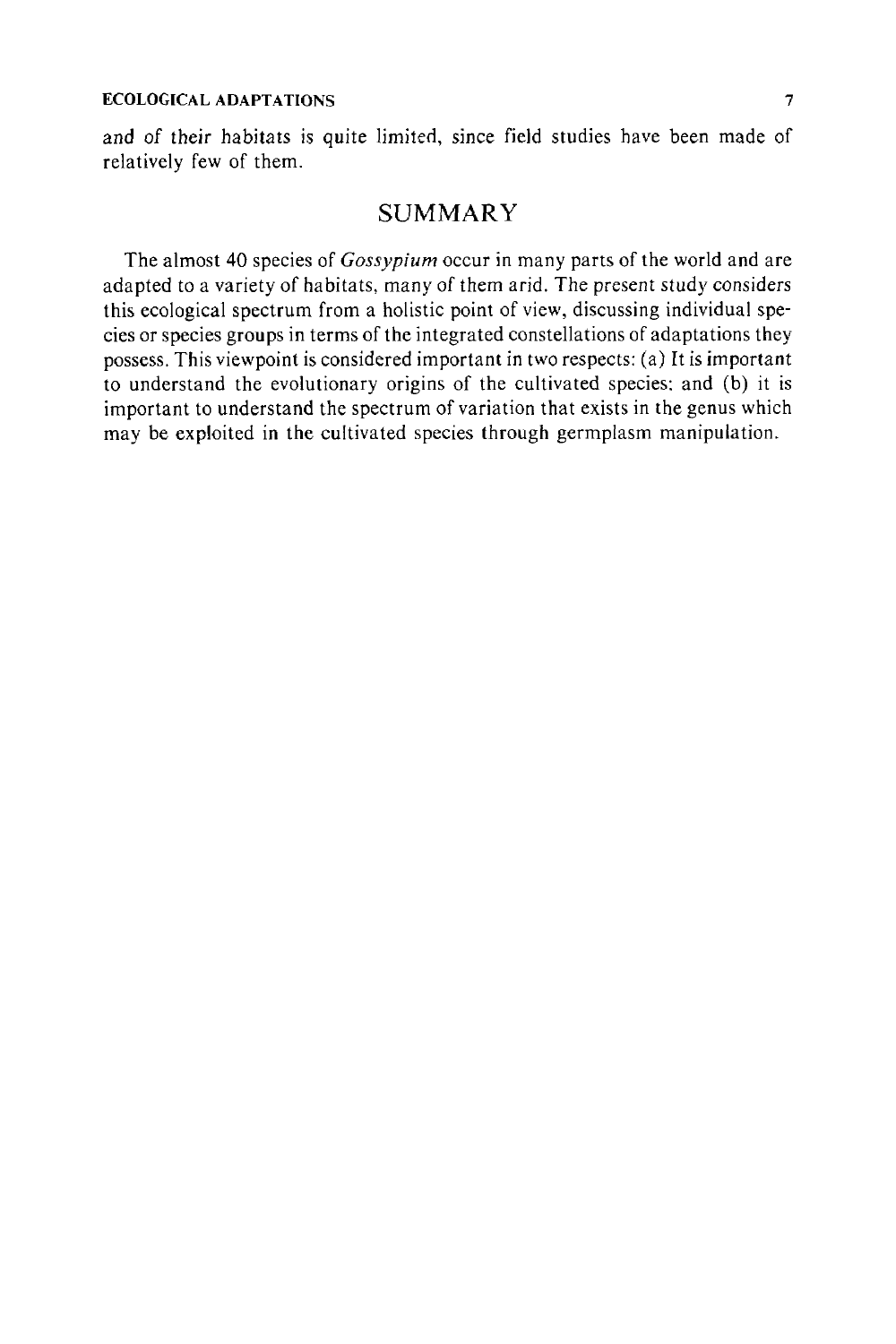and of their habitats is quite limited, since field studies have been made of relatively few of them.

## SUMMARY

The almost 40 species of *Gossypium* occur in many parts of the world and are adapted to a variety of habitats, many of them arid. The present study considers this ecological spectrum from a holistic point of view, discussing individual species or species groups in terms of the integrated constellations of adaptations they possess. This viewpoint is considered important in two respects: (a) It is important to understand the evolutionary origins of the cultivated species; and (b) it is important to understand the spectrum of variation that exists in the genus which may be exploited in the cultivated species through germplasm manipulation.